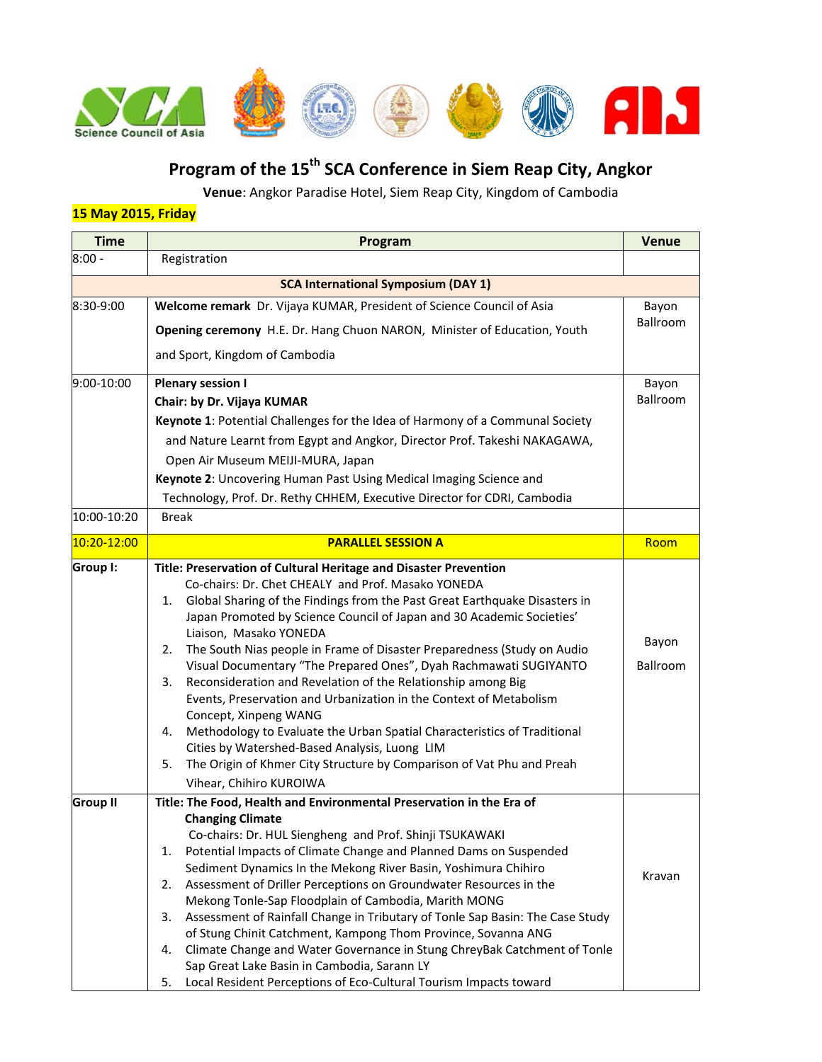# Program of the 15th SCA Conference in Siem Reap City, Angkor

**Venue**: Angkor Paradise Hotel, Siem Reap City, Kingdom of Cambodia

**15 May 2015, Friday**

| Time | Program | Venue |
|---|---|---|
| 8:00 - | Registration | |
| | **SCA International Symposium (DAY 1)** | |
| 8:30-9:00 | **Welcome remark** Dr. Vijaya KUMAR, President of Science Council of Asia<br>**Opening ceremony** H.E. Dr. Hang Chuon NARON, Minister of Education, Youth and Sport, Kingdom of Cambodia | Bayon Ballroom |
| 9:00-10:00 | **Plenary session I**<br>**Chair: by Dr. Vijaya KUMAR**<br>**Keynote 1**: Potential Challenges for the Idea of Harmony of a Communal Society and Nature Learnt from Egypt and Angkor, Director Prof. Takeshi NAKAGAWA, Open Air Museum MEIJI-MURA, Japan<br>**Keynote 2**: Uncovering Human Past Using Medical Imaging Science and Technology, Prof. Dr. Rethy CHHEM, Executive Director for CDRI, Cambodia | Bayon Ballroom |
| 10:00-10:20 | Break | |
| 10:20-12:00 | **PARALLEL SESSION A** | Room |
| **Group I:** | **Title: Preservation of Cultural Heritage and Disaster Prevention**<br>Co-chairs: Dr. Chet CHEALY and Prof. Masako YONEDA<br>1. Global Sharing of the Findings from the Past Great Earthquake Disasters in Japan Promoted by Science Council of Japan and 30 Academic Societies' Liaison, Masako YONEDA<br>2. The South Nias people in Frame of Disaster Preparedness (Study on Audio Visual Documentary "The Prepared Ones", Dyah Rachmawati SUGIYANTO<br>3. Reconsideration and Revelation of the Relationship among Big Events, Preservation and Urbanization in the Context of Metabolism Concept, Xinpeng WANG<br>4. Methodology to Evaluate the Urban Spatial Characteristics of Traditional Cities by Watershed-Based Analysis, Luong LIM<br>5. The Origin of Khmer City Structure by Comparison of Vat Phu and Preah Vihear, Chihiro KUROIWA | Bayon Ballroom |
| **Group II** | **Title: The Food, Health and Environmental Preservation in the Era of Changing Climate**<br>Co-chairs: Dr. HUL Siengheng and Prof. Shinji TSUKAWAKI<br>1. Potential Impacts of Climate Change and Planned Dams on Suspended Sediment Dynamics In the Mekong River Basin, Yoshimura Chihiro<br>2. Assessment of Driller Perceptions on Groundwater Resources in the Mekong Tonle-Sap Floodplain of Cambodia, Marith MONG<br>3. Assessment of Rainfall Change in Tributary of Tonle Sap Basin: The Case Study of Stung Chinit Catchment, Kampong Thom Province, Sovanna ANG<br>4. Climate Change and Water Governance in Stung ChreyBak Catchment of Tonle Sap Great Lake Basin in Cambodia, Sarann LY<br>5. Local Resident Perceptions of Eco-Cultural Tourism Impacts toward | Kravan |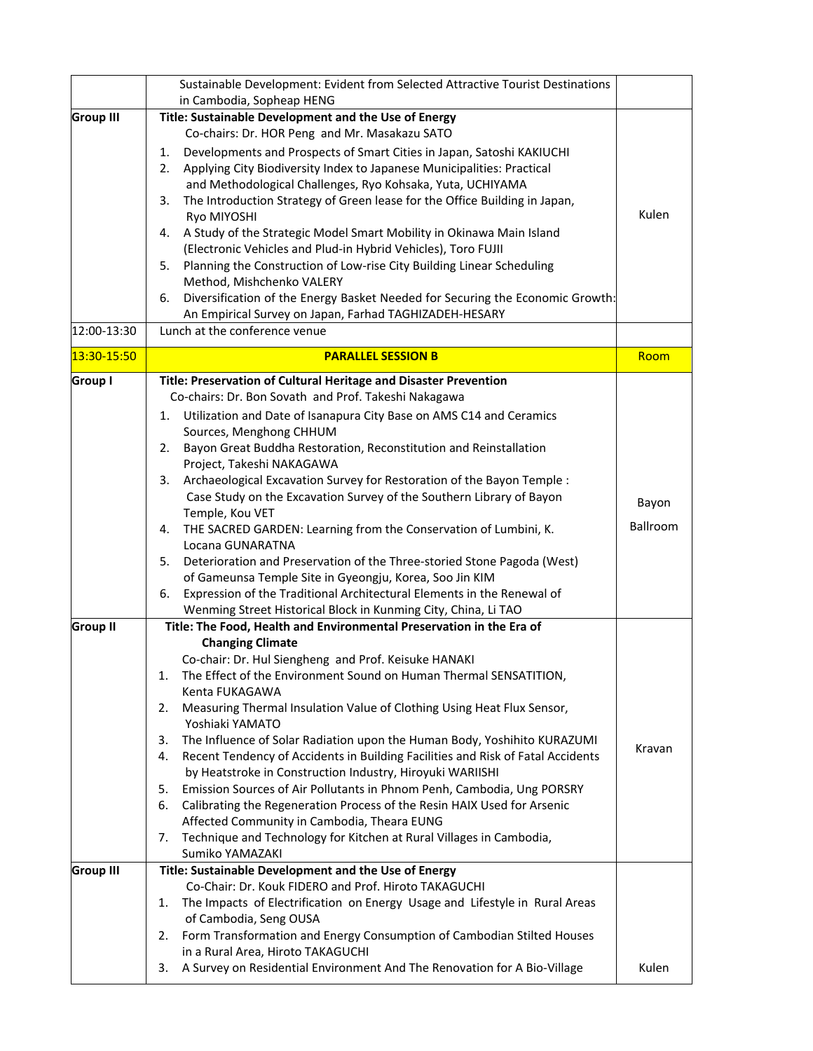| | | |
|---|---|---|
| | Sustainable Development: Evident from Selected Attractive Tourist Destinations in Cambodia, Sopheap HENG | |
| **Group III** | **Title: Sustainable Development and the Use of Energy**<br>Co-chairs: Dr. HOR Peng and Mr. Masakazu SATO<br>1. Developments and Prospects of Smart Cities in Japan, Satoshi KAKIUCHI<br>2. Applying City Biodiversity Index to Japanese Municipalities: Practical and Methodological Challenges, Ryo Kohsaka, Yuta, UCHIYAMA<br>3. The Introduction Strategy of Green lease for the Office Building in Japan, Ryo MIYOSHI<br>4. A Study of the Strategic Model Smart Mobility in Okinawa Main Island (Electronic Vehicles and Plud-in Hybrid Vehicles), Toro FUJII<br>5. Planning the Construction of Low-rise City Building Linear Scheduling Method, Mishchenko VALERY<br>6. Diversification of the Energy Basket Needed for Securing the Economic Growth: An Empirical Survey on Japan, Farhad TAGHIZADEH-HESARY | Kulen |
| 12:00-13:30 | Lunch at the conference venue | |
| 13:30-15:50 | **PARALLEL SESSION B** | Room |
| **Group I** | **Title: Preservation of Cultural Heritage and Disaster Prevention**<br>Co-chairs: Dr. Bon Sovath and Prof. Takeshi Nakagawa<br>1. Utilization and Date of Isanapura City Base on AMS C14 and Ceramics Sources, Menghong CHHUM<br>2. Bayon Great Buddha Restoration, Reconstitution and Reinstallation Project, Takeshi NAKAGAWA<br>3. Archaeological Excavation Survey for Restoration of the Bayon Temple : Case Study on the Excavation Survey of the Southern Library of Bayon Temple, Kou VET<br>4. THE SACRED GARDEN: Learning from the Conservation of Lumbini, K. Locana GUNARATNA<br>5. Deterioration and Preservation of the Three-storied Stone Pagoda (West) of Gameunsa Temple Site in Gyeongju, Korea, Soo Jin KIM<br>6. Expression of the Traditional Architectural Elements in the Renewal of Wenming Street Historical Block in Kunming City, China, Li TAO | Bayon Ballroom |
| **Group II** | **Title: The Food, Health and Environmental Preservation in the Era of Changing Climate**<br>Co-chair: Dr. Hul Siengheng and Prof. Keisuke HANAKI<br>1. The Effect of the Environment Sound on Human Thermal SENSATITION, Kenta FUKAGAWA<br>2. Measuring Thermal Insulation Value of Clothing Using Heat Flux Sensor, Yoshiaki YAMATO<br>3. The Influence of Solar Radiation upon the Human Body, Yoshihito KURAZUMI<br>4. Recent Tendency of Accidents in Building Facilities and Risk of Fatal Accidents by Heatstroke in Construction Industry, Hiroyuki WARIISHI<br>5. Emission Sources of Air Pollutants in Phnom Penh, Cambodia, Ung PORSRY<br>6. Calibrating the Regeneration Process of the Resin HAIX Used for Arsenic Affected Community in Cambodia, Theara EUNG<br>7. Technique and Technology for Kitchen at Rural Villages in Cambodia, Sumiko YAMAZAKI | Kravan |
| **Group III** | **Title: Sustainable Development and the Use of Energy**<br>Co-Chair: Dr. Kouk FIDERO and Prof. Hiroto TAKAGUCHI<br>1. The Impacts of Electrification on Energy Usage and Lifestyle in Rural Areas of Cambodia, Seng OUSA<br>2. Form Transformation and Energy Consumption of Cambodian Stilted Houses in a Rural Area, Hiroto TAKAGUCHI<br>3. A Survey on Residential Environment And The Renovation for A Bio-Village | Kulen |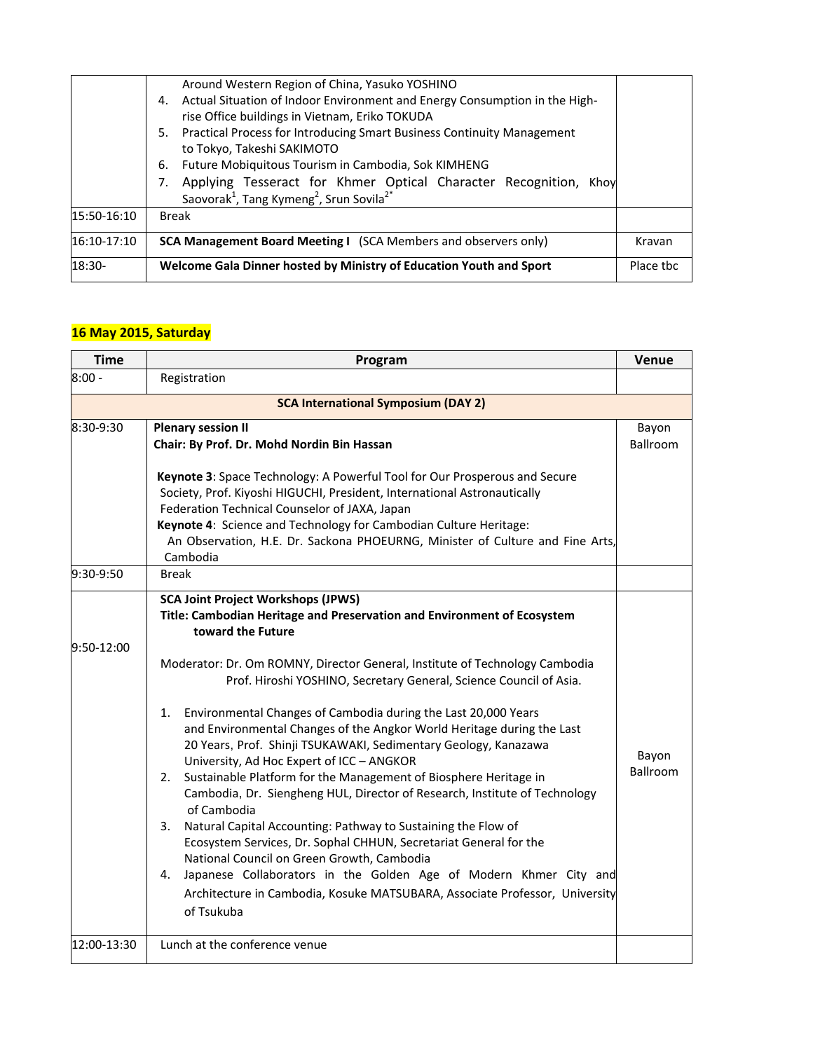| | | |
|---|---|---|
| | Around Western Region of China, Yasuko YOSHINO<br>4. Actual Situation of Indoor Environment and Energy Consumption in the High-rise Office buildings in Vietnam, Eriko TOKUDA<br>5. Practical Process for Introducing Smart Business Continuity Management to Tokyo, Takeshi SAKIMOTO<br>6. Future Mobiquitous Tourism in Cambodia, Sok KIMHENG<br>7. Applying Tesseract for Khmer Optical Character Recognition, Khoy Saovorak[1], Tang Kymeng[2], Srun Sovila[2*] | |
| 15:50-16:10 | Break | |
| 16:10-17:10 | **SCA Management Board Meeting I** (SCA Members and observers only) | Kravan |
| 18:30- | **Welcome Gala Dinner hosted by Ministry of Education Youth and Sport** | Place tbc |

**16 May 2015, Saturday**

| Time | Program | Venue |
|---|---|---|
| 8:00 - | Registration | |
| | **SCA International Symposium (DAY 2)** | |
| 8:30-9:30 | **Plenary session II**<br>**Chair: By Prof. Dr. Mohd Nordin Bin Hassan**<br><br>**Keynote 3**: Space Technology: A Powerful Tool for Our Prosperous and Secure Society, Prof. Kiyoshi HIGUCHI, President, International Astronautically Federation Technical Counselor of JAXA, Japan<br>**Keynote 4**: Science and Technology for Cambodian Culture Heritage: An Observation, H.E. Dr. Sackona PHOEURNG, Minister of Culture and Fine Arts, Cambodia | Bayon Ballroom |
| 9:30-9:50 | Break | |
| 9:50-12:00 | **SCA Joint Project Workshops (JPWS)**<br>**Title: Cambodian Heritage and Preservation and Environment of Ecosystem toward the Future**<br><br>Moderator: Dr. Om ROMNY, Director General, Institute of Technology Cambodia<br>Prof. Hiroshi YOSHINO, Secretary General, Science Council of Asia.<br><br>1. Environmental Changes of Cambodia during the Last 20,000 Years and Environmental Changes of the Angkor World Heritage during the Last 20 Years, Prof. Shinji TSUKAWAKI, Sedimentary Geology, Kanazawa University, Ad Hoc Expert of ICC – ANGKOR<br>2. Sustainable Platform for the Management of Biosphere Heritage in Cambodia, Dr. Siengheng HUL, Director of Research, Institute of Technology of Cambodia<br>3. Natural Capital Accounting: Pathway to Sustaining the Flow of Ecosystem Services, Dr. Sophal CHHUN, Secretariat General for the National Council on Green Growth, Cambodia<br>4. Japanese Collaborators in the Golden Age of Modern Khmer City and Architecture in Cambodia, Kosuke MATSUBARA, Associate Professor, University of Tsukuba | Bayon Ballroom |
| 12:00-13:30 | Lunch at the conference venue | |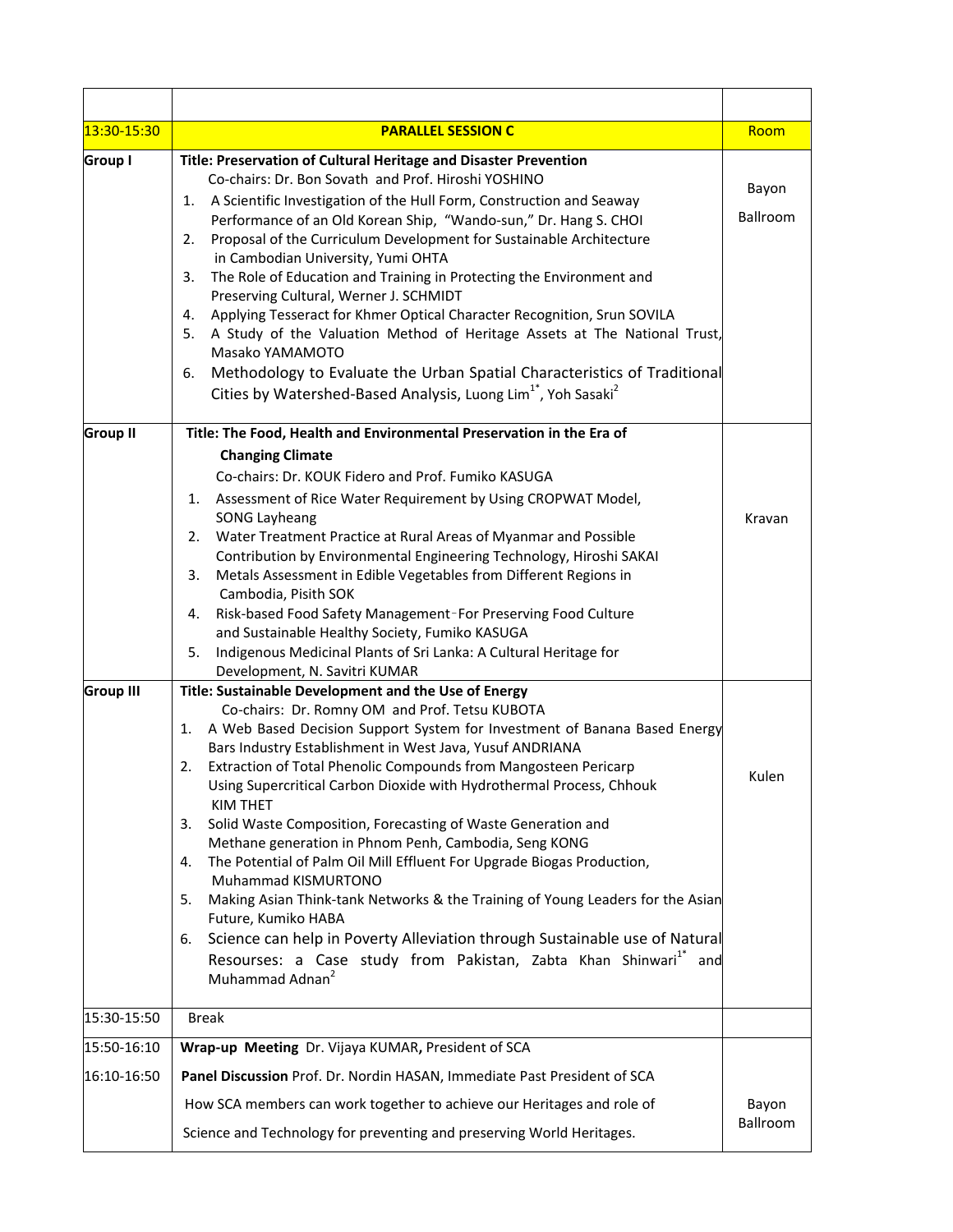| | | |
|---|---|---|
| 13:30-15:30 | **PARALLEL SESSION C** | Room |
| **Group I** | **Title: Preservation of Cultural Heritage and Disaster Prevention**<br>Co-chairs: Dr. Bon Sovath and Prof. Hiroshi YOSHINO<br>1. A Scientific Investigation of the Hull Form, Construction and Seaway Performance of an Old Korean Ship, "Wando-sun," Dr. Hang S. CHOI<br>2. Proposal of the Curriculum Development for Sustainable Architecture in Cambodian University, Yumi OHTA<br>3. The Role of Education and Training in Protecting the Environment and Preserving Cultural, Werner J. SCHMIDT<br>4. Applying Tesseract for Khmer Optical Character Recognition, Srun SOVILA<br>5. A Study of the Valuation Method of Heritage Assets at The National Trust, Masako YAMAMOTO<br>6. Methodology to Evaluate the Urban Spatial Characteristics of Traditional Cities by Watershed-Based Analysis, Luong Lim[1*], Yoh Sasaki[2] | Bayon Ballroom |
| **Group II** | **Title: The Food, Health and Environmental Preservation in the Era of Changing Climate**<br>Co-chairs: Dr. KOUK Fidero and Prof. Fumiko KASUGA<br>1. Assessment of Rice Water Requirement by Using CROPWAT Model, SONG Layheang<br>2. Water Treatment Practice at Rural Areas of Myanmar and Possible Contribution by Environmental Engineering Technology, Hiroshi SAKAI<br>3. Metals Assessment in Edible Vegetables from Different Regions in Cambodia, Pisith SOK<br>4. Risk-based Food Safety Management–For Preserving Food Culture and Sustainable Healthy Society, Fumiko KASUGA<br>5. Indigenous Medicinal Plants of Sri Lanka: A Cultural Heritage for Development, N. Savitri KUMAR | Kravan |
| **Group III** | **Title: Sustainable Development and the Use of Energy**<br>Co-chairs: Dr. Romny OM and Prof. Tetsu KUBOTA<br>1. A Web Based Decision Support System for Investment of Banana Based Energy Bars Industry Establishment in West Java, Yusuf ANDRIANA<br>2. Extraction of Total Phenolic Compounds from Mangosteen Pericarp Using Supercritical Carbon Dioxide with Hydrothermal Process, Chhouk KIM THET<br>3. Solid Waste Composition, Forecasting of Waste Generation and Methane generation in Phnom Penh, Cambodia, Seng KONG<br>4. The Potential of Palm Oil Mill Effluent For Upgrade Biogas Production, Muhammad KISMURTONO<br>5. Making Asian Think-tank Networks & the Training of Young Leaders for the Asian Future, Kumiko HABA<br>6. Science can help in Poverty Alleviation through Sustainable use of Natural Resourses: a Case study from Pakistan, Zabta Khan Shinwari[1*] and Muhammad Adnan[2] | Kulen |
| 15:30-15:50 | Break | |
| 15:50-16:10 | **Wrap-up Meeting** Dr. Vijaya KUMAR**,** President of SCA | Bayon Ballroom |
| 16:10-16:50 | **Panel Discussion** Prof. Dr. Nordin HASAN, Immediate Past President of SCA<br>How SCA members can work together to achieve our Heritages and role of Science and Technology for preventing and preserving World Heritages. | |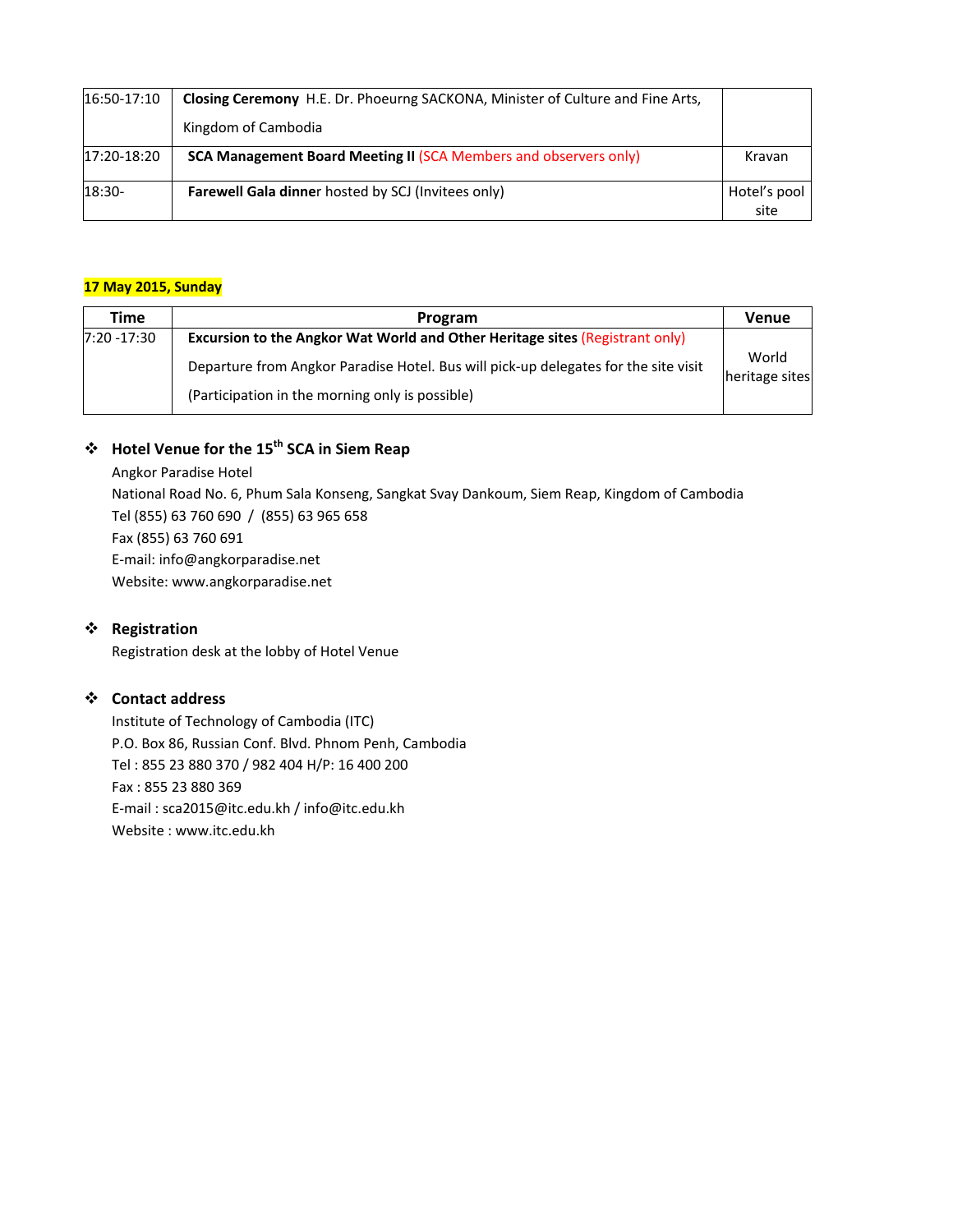| | | |
|---|---|---|
| 16:50-17:10 | **Closing Ceremony** H.E. Dr. Phoeurng SACKONA, Minister of Culture and Fine Arts, Kingdom of Cambodia | |
| 17:20-18:20 | **SCA Management Board Meeting II** (SCA Members and observers only) | Kravan |
| 18:30- | **Farewell Gala dinner** hosted by SCJ (Invitees only) | Hotel's pool site |

**17 May 2015, Sunday**

| Time | Program | Venue |
|---|---|---|
| 7:20 -17:30 | **Excursion to the Angkor Wat World and Other Heritage sites** (Registrant only)<br>Departure from Angkor Paradise Hotel. Bus will pick-up delegates for the site visit<br>(Participation in the morning only is possible) | World heritage sites |

- **Hotel Venue for the 15th SCA in Siem Reap**

  Angkor Paradise Hotel
  National Road No. 6, Phum Sala Konseng, Sangkat Svay Dankoum, Siem Reap, Kingdom of Cambodia
  Tel (855) 63 760 690 / (855) 63 965 658
  Fax (855) 63 760 691
  E-mail: info@angkorparadise.net
  Website: www.angkorparadise.net

- **Registration**

  Registration desk at the lobby of Hotel Venue

- **Contact address**

  Institute of Technology of Cambodia (ITC)
  P.O. Box 86, Russian Conf. Blvd. Phnom Penh, Cambodia
  Tel : 855 23 880 370 / 982 404 H/P: 16 400 200
  Fax : 855 23 880 369
  E-mail : sca2015@itc.edu.kh / info@itc.edu.kh
  Website : www.itc.edu.kh